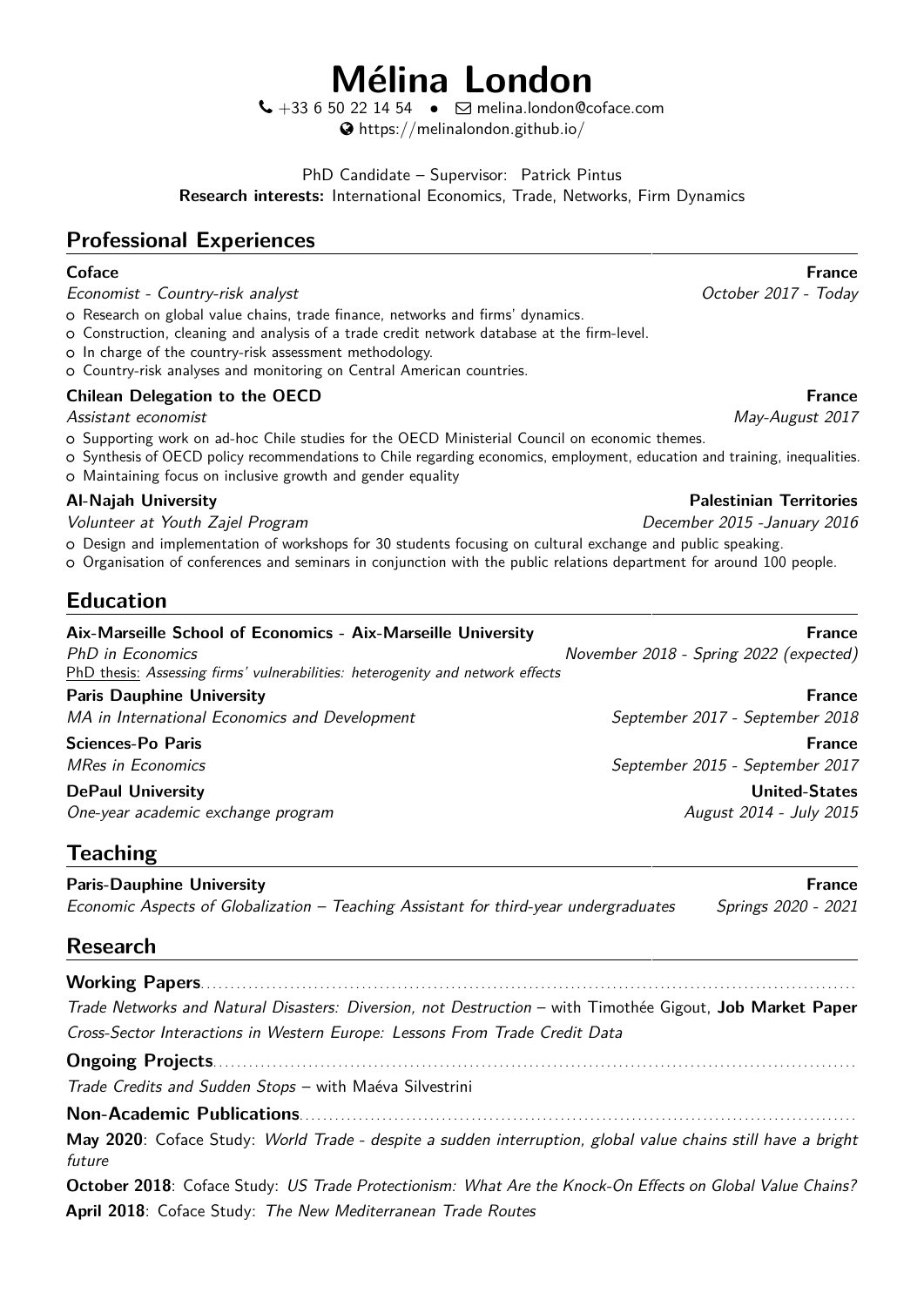# Mélina London

+33 6 50 22 14 54 • melina.london@coface.com
https://melinalondon.github.io/

PhD Candidate – Supervisor: Patrick Pintus
**Research interests:** International Economics, Trade, Networks, Firm Dynamics

## Professional Experiences

**Coface** — **France**
*Economist - Country-risk analyst* — *October 2017 - Today*

- Research on global value chains, trade finance, networks and firms' dynamics.
- Construction, cleaning and analysis of a trade credit network database at the firm-level.
- In charge of the country-risk assessment methodology.
- Country-risk analyses and monitoring on Central American countries.

**Chilean Delegation to the OECD** — **France**
*Assistant economist* — *May-August 2017*

- Supporting work on ad-hoc Chile studies for the OECD Ministerial Council on economic themes.
- Synthesis of OECD policy recommendations to Chile regarding economics, employment, education and training, inequalities.
- Maintaining focus on inclusive growth and gender equality

**Al-Najah University** — **Palestinian Territories**
*Volunteer at Youth Zajel Program* — *December 2015 -January 2016*

- Design and implementation of workshops for 30 students focusing on cultural exchange and public speaking.
- Organisation of conferences and seminars in conjunction with the public relations department for around 100 people.

## Education

**Aix-Marseille School of Economics - Aix-Marseille University** — **France**
*PhD in Economics* — *November 2018 - Spring 2022 (expected)*
PhD thesis: *Assessing firms' vulnerabilities: heterogenity and network effects*

**Paris Dauphine University** — **France**
*MA in International Economics and Development* — *September 2017 - September 2018*

**Sciences-Po Paris** — **France**
*MRes in Economics* — *September 2015 - September 2017*

**DePaul University** — **United-States**
*One-year academic exchange program* — *August 2014 - July 2015*

## Teaching

**Paris-Dauphine University** — **France**
*Economic Aspects of Globalization – Teaching Assistant for third-year undergraduates* — *Springs 2020 - 2021*

## Research

**Working Papers**

*Trade Networks and Natural Disasters: Diversion, not Destruction* – with Timothée Gigout, **Job Market Paper**

*Cross-Sector Interactions in Western Europe: Lessons From Trade Credit Data*

**Ongoing Projects**

*Trade Credits and Sudden Stops* – with Maéva Silvestrini

**Non-Academic Publications**

**May 2020**: Coface Study: *World Trade - despite a sudden interruption, global value chains still have a bright future*

**October 2018**: Coface Study: *US Trade Protectionism: What Are the Knock-On Effects on Global Value Chains?*

**April 2018**: Coface Study: *The New Mediterranean Trade Routes*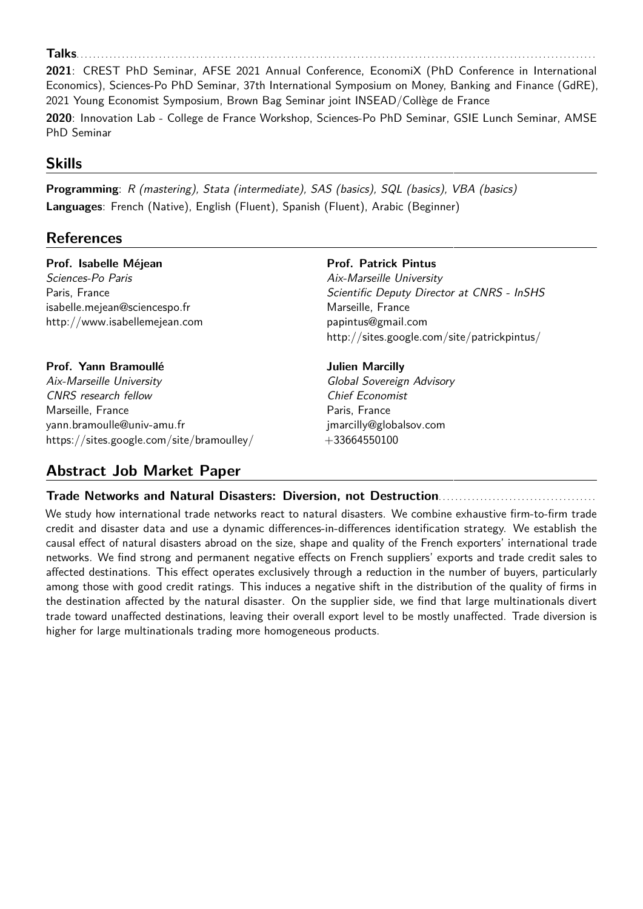**Talks**

**2021**: CREST PhD Seminar, AFSE 2021 Annual Conference, EconomiX (PhD Conference in International Economics), Sciences-Po PhD Seminar, 37th International Symposium on Money, Banking and Finance (GdRE), 2021 Young Economist Symposium, Brown Bag Seminar joint INSEAD/Collège de France

**2020**: Innovation Lab - College de France Workshop, Sciences-Po PhD Seminar, GSIE Lunch Seminar, AMSE PhD Seminar

## Skills

**Programming**: *R (mastering), Stata (intermediate), SAS (basics), SQL (basics), VBA (basics)*
**Languages**: French (Native), English (Fluent), Spanish (Fluent), Arabic (Beginner)

## References

**Prof. Isabelle Méjean**
*Sciences-Po Paris*
Paris, France
isabelle.mejean@sciencespo.fr
http://www.isabellemejean.com

**Prof. Patrick Pintus**
*Aix-Marseille University*
*Scientific Deputy Director at CNRS - InSHS*
Marseille, France
papintus@gmail.com
http://sites.google.com/site/patrickpintus/

**Prof. Yann Bramoullé**
*Aix-Marseille University*
*CNRS research fellow*
Marseille, France
yann.bramoulle@univ-amu.fr
https://sites.google.com/site/bramoulley/

**Julien Marcilly**
*Global Sovereign Advisory*
*Chief Economist*
Paris, France
jmarcilly@globalsov.com
+33664550100

## Abstract Job Market Paper

**Trade Networks and Natural Disasters: Diversion, not Destruction**

We study how international trade networks react to natural disasters. We combine exhaustive firm-to-firm trade credit and disaster data and use a dynamic differences-in-differences identification strategy. We establish the causal effect of natural disasters abroad on the size, shape and quality of the French exporters' international trade networks. We find strong and permanent negative effects on French suppliers' exports and trade credit sales to affected destinations. This effect operates exclusively through a reduction in the number of buyers, particularly among those with good credit ratings. This induces a negative shift in the distribution of the quality of firms in the destination affected by the natural disaster. On the supplier side, we find that large multinationals divert trade toward unaffected destinations, leaving their overall export level to be mostly unaffected. Trade diversion is higher for large multinationals trading more homogeneous products.